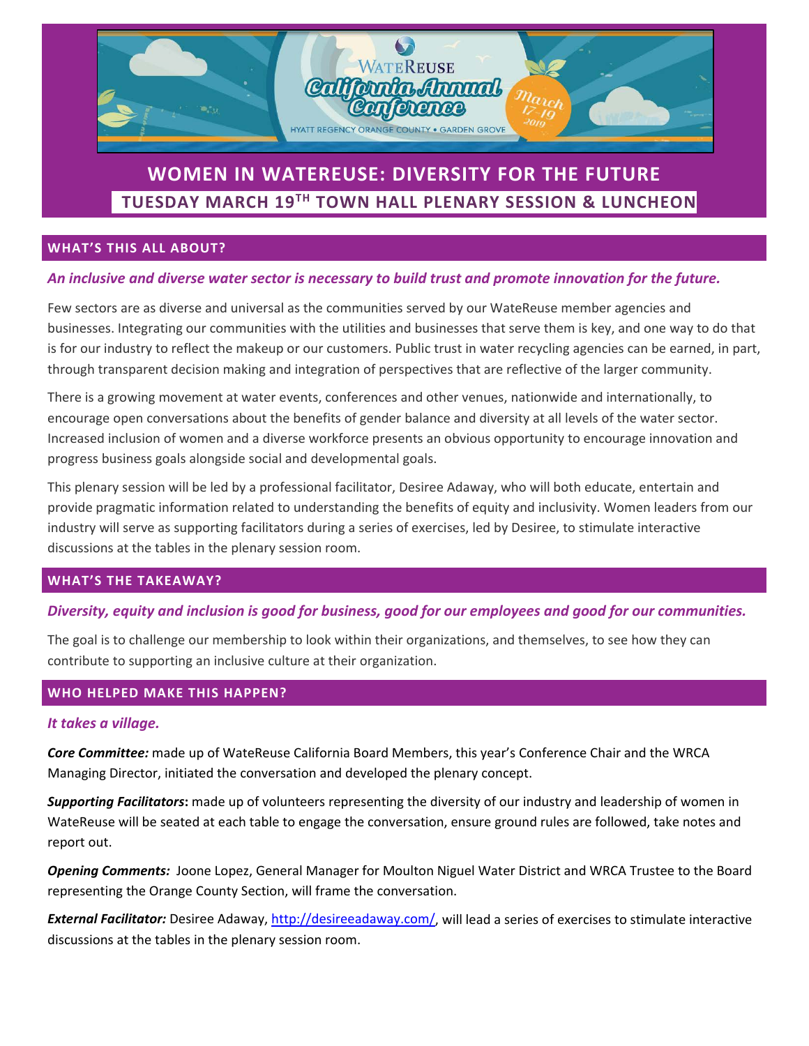WATEREUSE California Annual Conference

HYATT REGENCY ORANGE COUNTY • GARDEN GROVE

March 17-19 2019

# WOMEN IN WATEREUSE: DIVERSITY FOR THE FUTURE

## TUESDAY MARCH 19TH TOWN HALL PLENARY SESSION & LUNCHEON

## WHAT'S THIS ALL ABOUT?

***An inclusive and diverse water sector is necessary to build trust and promote innovation for the future.***

Few sectors are as diverse and universal as the communities served by our WateReuse member agencies and businesses. Integrating our communities with the utilities and businesses that serve them is key, and one way to do that is for our industry to reflect the makeup or our customers. Public trust in water recycling agencies can be earned, in part, through transparent decision making and integration of perspectives that are reflective of the larger community.

There is a growing movement at water events, conferences and other venues, nationwide and internationally, to encourage open conversations about the benefits of gender balance and diversity at all levels of the water sector. Increased inclusion of women and a diverse workforce presents an obvious opportunity to encourage innovation and progress business goals alongside social and developmental goals.

This plenary session will be led by a professional facilitator, Desiree Adaway, who will both educate, entertain and provide pragmatic information related to understanding the benefits of equity and inclusivity. Women leaders from our industry will serve as supporting facilitators during a series of exercises, led by Desiree, to stimulate interactive discussions at the tables in the plenary session room.

## WHAT'S THE TAKEAWAY?

***Diversity, equity and inclusion is good for business, good for our employees and good for our communities.***

The goal is to challenge our membership to look within their organizations, and themselves, to see how they can contribute to supporting an inclusive culture at their organization.

## WHO HELPED MAKE THIS HAPPEN?

***It takes a village.***

***Core Committee:*** made up of WateReuse California Board Members, this year's Conference Chair and the WRCA Managing Director, initiated the conversation and developed the plenary concept.

***Supporting Facilitators*:** made up of volunteers representing the diversity of our industry and leadership of women in WateReuse will be seated at each table to engage the conversation, ensure ground rules are followed, take notes and report out.

***Opening Comments:*** Joone Lopez, General Manager for Moulton Niguel Water District and WRCA Trustee to the Board representing the Orange County Section, will frame the conversation.

***External Facilitator:*** Desiree Adaway, http://desireeadaway.com/, will lead a series of exercises to stimulate interactive discussions at the tables in the plenary session room.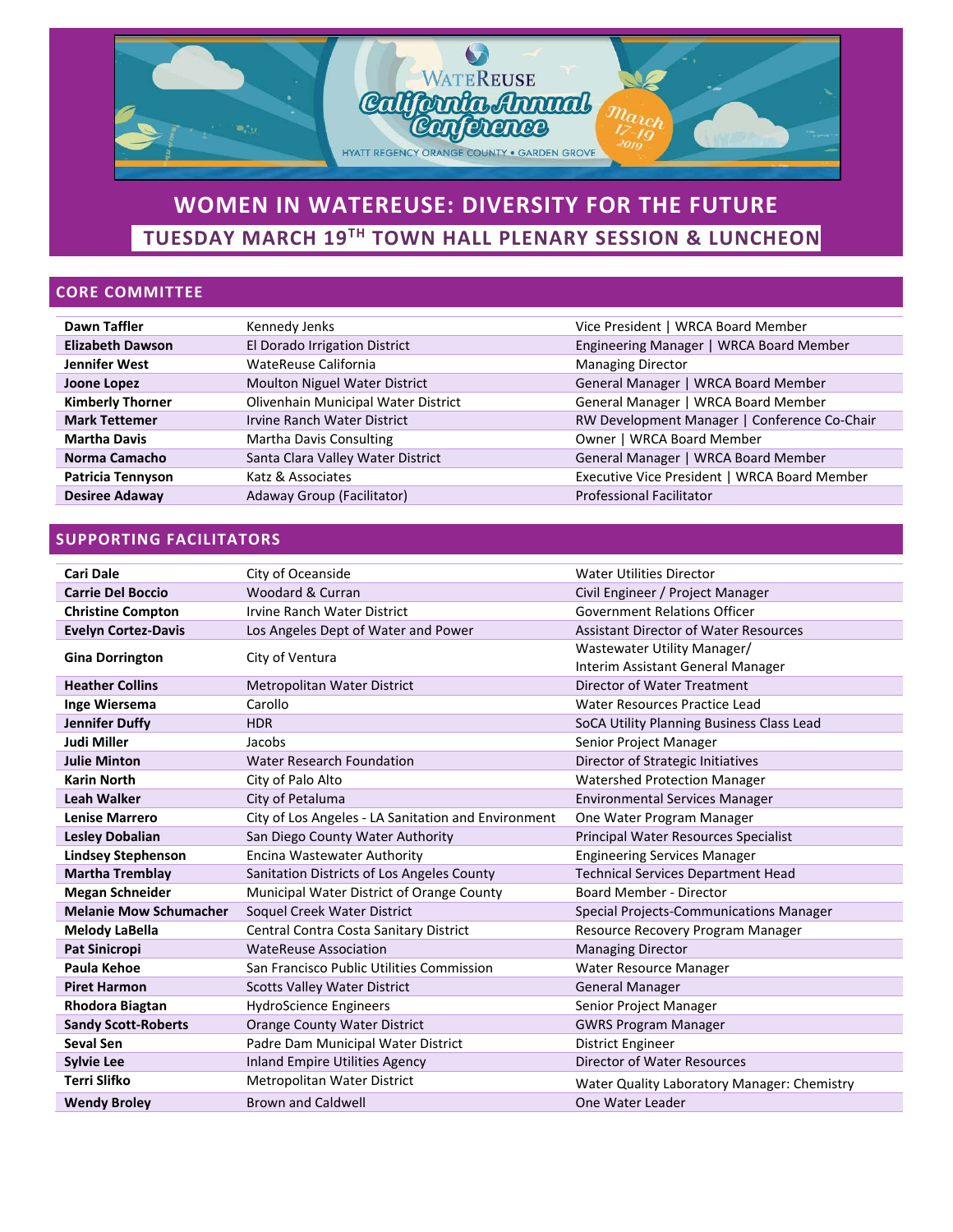# WOMEN IN WATEREUSE: DIVERSITY FOR THE FUTURE

## TUESDAY MARCH 19TH TOWN HALL PLENARY SESSION & LUNCHEON

## CORE COMMITTEE

| | | |
|---|---|---|
| **Dawn Taffler** | Kennedy Jenks | Vice President \| WRCA Board Member |
| **Elizabeth Dawson** | El Dorado Irrigation District | Engineering Manager \| WRCA Board Member |
| **Jennifer West** | WateReuse California | Managing Director |
| **Joone Lopez** | Moulton Niguel Water District | General Manager \| WRCA Board Member |
| **Kimberly Thorner** | Olivenhain Municipal Water District | General Manager \| WRCA Board Member |
| **Mark Tettemer** | Irvine Ranch Water District | RW Development Manager \| Conference Co-Chair |
| **Martha Davis** | Martha Davis Consulting | Owner \| WRCA Board Member |
| **Norma Camacho** | Santa Clara Valley Water District | General Manager \| WRCA Board Member |
| **Patricia Tennyson** | Katz & Associates | Executive Vice President \| WRCA Board Member |
| **Desiree Adaway** | Adaway Group (Facilitator) | Professional Facilitator |

## SUPPORTING FACILITATORS

| | | |
|---|---|---|
| **Cari Dale** | City of Oceanside | Water Utilities Director |
| **Carrie Del Boccio** | Woodard & Curran | Civil Engineer / Project Manager |
| **Christine Compton** | Irvine Ranch Water District | Government Relations Officer |
| **Evelyn Cortez-Davis** | Los Angeles Dept of Water and Power | Assistant Director of Water Resources |
| **Gina Dorrington** | City of Ventura | Wastewater Utility Manager/ Interim Assistant General Manager |
| **Heather Collins** | Metropolitan Water District | Director of Water Treatment |
| **Inge Wiersema** | Carollo | Water Resources Practice Lead |
| **Jennifer Duffy** | HDR | SoCA Utility Planning Business Class Lead |
| **Judi Miller** | Jacobs | Senior Project Manager |
| **Julie Minton** | Water Research Foundation | Director of Strategic Initiatives |
| **Karin North** | City of Palo Alto | Watershed Protection Manager |
| **Leah Walker** | City of Petaluma | Environmental Services Manager |
| **Lenise Marrero** | City of Los Angeles - LA Sanitation and Environment | One Water Program Manager |
| **Lesley Dobalian** | San Diego County Water Authority | Principal Water Resources Specialist |
| **Lindsey Stephenson** | Encina Wastewater Authority | Engineering Services Manager |
| **Martha Tremblay** | Sanitation Districts of Los Angeles County | Technical Services Department Head |
| **Megan Schneider** | Municipal Water District of Orange County | Board Member - Director |
| **Melanie Mow Schumacher** | Soquel Creek Water District | Special Projects-Communications Manager |
| **Melody LaBella** | Central Contra Costa Sanitary District | Resource Recovery Program Manager |
| **Pat Sinicropi** | WateReuse Association | Managing Director |
| **Paula Kehoe** | San Francisco Public Utilities Commission | Water Resource Manager |
| **Piret Harmon** | Scotts Valley Water District | General Manager |
| **Rhodora Biagtan** | HydroScience Engineers | Senior Project Manager |
| **Sandy Scott-Roberts** | Orange County Water District | GWRS Program Manager |
| **Seval Sen** | Padre Dam Municipal Water District | District Engineer |
| **Sylvie Lee** | Inland Empire Utilities Agency | Director of Water Resources |
| **Terri Slifko** | Metropolitan Water District | Water Quality Laboratory Manager: Chemistry |
| **Wendy Broley** | Brown and Caldwell | One Water Leader |